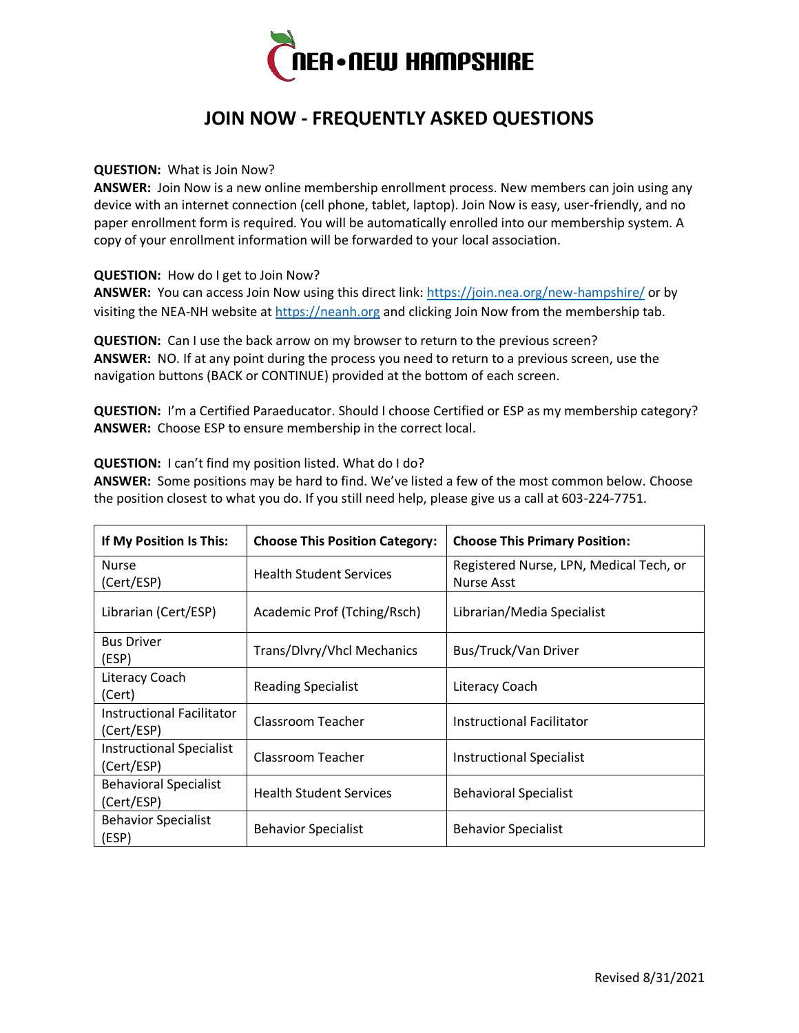NEA • NEW HAMPSHIRE

# JOIN NOW - FREQUENTLY ASKED QUESTIONS

**QUESTION:** What is Join Now?
**ANSWER:** Join Now is a new online membership enrollment process. New members can join using any device with an internet connection (cell phone, tablet, laptop). Join Now is easy, user-friendly, and no paper enrollment form is required. You will be automatically enrolled into our membership system. A copy of your enrollment information will be forwarded to your local association.

**QUESTION:** How do I get to Join Now?
**ANSWER:** You can access Join Now using this direct link: https://join.nea.org/new-hampshire/ or by visiting the NEA-NH website at https://neanh.org and clicking Join Now from the membership tab.

**QUESTION:** Can I use the back arrow on my browser to return to the previous screen?
**ANSWER:** NO. If at any point during the process you need to return to a previous screen, use the navigation buttons (BACK or CONTINUE) provided at the bottom of each screen.

**QUESTION:** I'm a Certified Paraeducator. Should I choose Certified or ESP as my membership category?
**ANSWER:** Choose ESP to ensure membership in the correct local.

**QUESTION:** I can't find my position listed. What do I do?
**ANSWER:** Some positions may be hard to find. We've listed a few of the most common below. Choose the position closest to what you do. If you still need help, please give us a call at 603-224-7751.

| If My Position Is This: | Choose This Position Category: | Choose This Primary Position: |
|---|---|---|
| Nurse (Cert/ESP) | Health Student Services | Registered Nurse, LPN, Medical Tech, or Nurse Asst |
| Librarian (Cert/ESP) | Academic Prof (Tching/Rsch) | Librarian/Media Specialist |
| Bus Driver (ESP) | Trans/Dlvry/Vhcl Mechanics | Bus/Truck/Van Driver |
| Literacy Coach (Cert) | Reading Specialist | Literacy Coach |
| Instructional Facilitator (Cert/ESP) | Classroom Teacher | Instructional Facilitator |
| Instructional Specialist (Cert/ESP) | Classroom Teacher | Instructional Specialist |
| Behavioral Specialist (Cert/ESP) | Health Student Services | Behavioral Specialist |
| Behavior Specialist (ESP) | Behavior Specialist | Behavior Specialist |

Revised 8/31/2021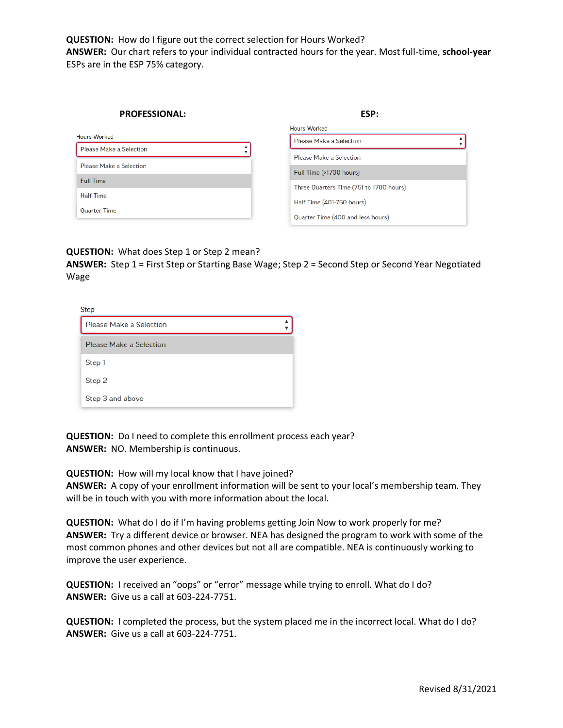**QUESTION:** How do I figure out the correct selection for Hours Worked?
**ANSWER:** Our chart refers to your individual contracted hours for the year. Most full-time, **school-year** ESPs are in the ESP 75% category.

**PROFESSIONAL:**

Hours Worked

Please Make a Selection

- Please Make a Selection
- Full Time
- Half Time
- Quarter Time

**ESP:**

Hours Worked

Please Make a Selection

- Please Make a Selection
- Full Time (>1700 hours)
- Three Quarters Time (751 to 1700 hours)
- Half Time (401-750 hours)
- Quarter Time (400 and less hours)

**QUESTION:** What does Step 1 or Step 2 mean?
**ANSWER:** Step 1 = First Step or Starting Base Wage; Step 2 = Second Step or Second Year Negotiated Wage

Step

Please Make a Selection

- Please Make a Selection
- Step 1
- Step 2
- Step 3 and above

**QUESTION:** Do I need to complete this enrollment process each year?
**ANSWER:** NO. Membership is continuous.

**QUESTION:** How will my local know that I have joined?
**ANSWER:** A copy of your enrollment information will be sent to your local's membership team. They will be in touch with you with more information about the local.

**QUESTION:** What do I do if I'm having problems getting Join Now to work properly for me?
**ANSWER:** Try a different device or browser. NEA has designed the program to work with some of the most common phones and other devices but not all are compatible. NEA is continuously working to improve the user experience.

**QUESTION:** I received an "oops" or "error" message while trying to enroll. What do I do?
**ANSWER:** Give us a call at 603-224-7751.

**QUESTION:** I completed the process, but the system placed me in the incorrect local. What do I do?
**ANSWER:** Give us a call at 603-224-7751.

Revised 8/31/2021